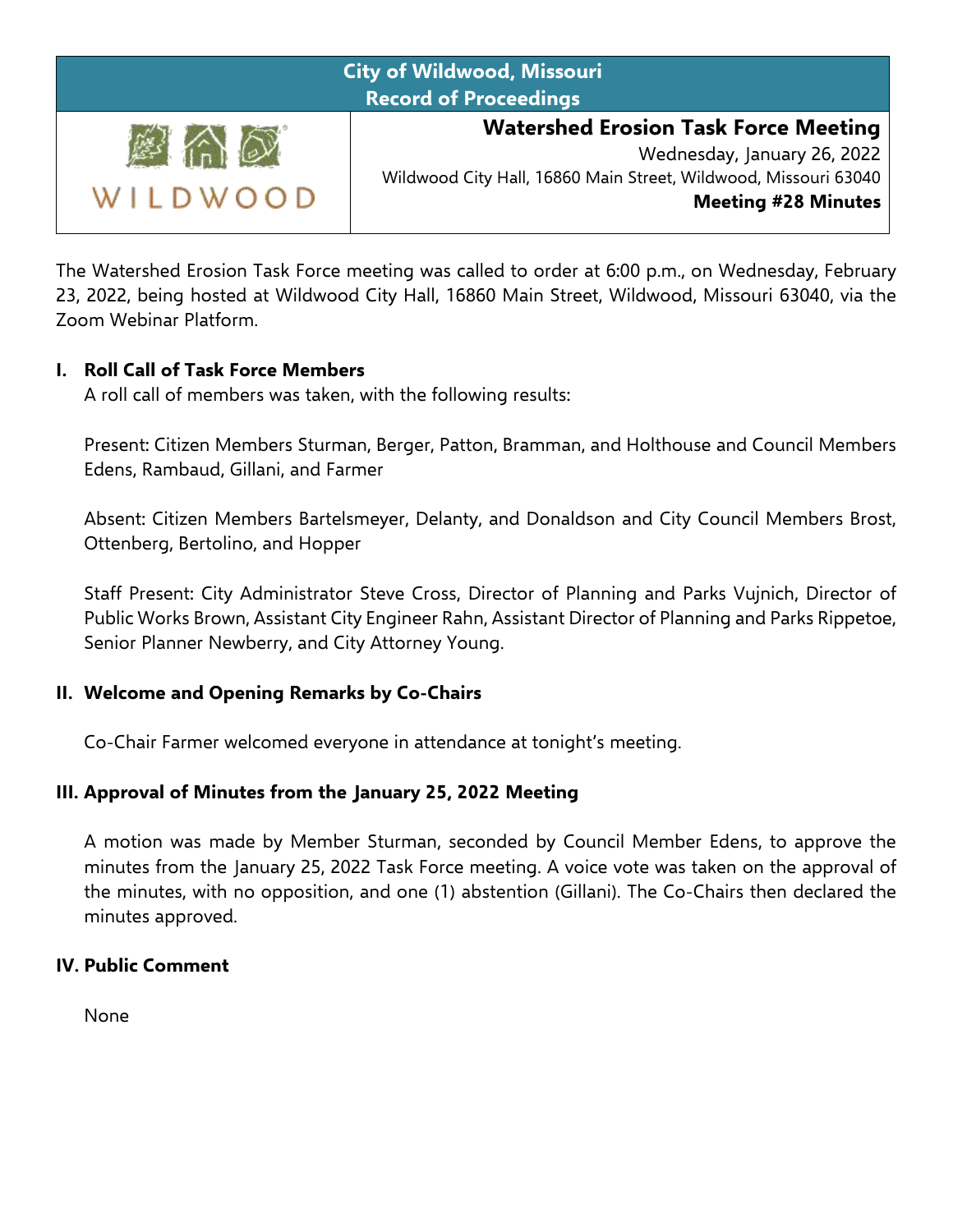**City of Wildwood, Missouri**
**Record of Proceedings**

WILDWOOD

## Watershed Erosion Task Force Meeting

Wednesday, January 26, 2022

Wildwood City Hall, 16860 Main Street, Wildwood, Missouri 63040

**Meeting #28 Minutes**

The Watershed Erosion Task Force meeting was called to order at 6:00 p.m., on Wednesday, February 23, 2022, being hosted at Wildwood City Hall, 16860 Main Street, Wildwood, Missouri 63040, via the Zoom Webinar Platform.

### I. Roll Call of Task Force Members

A roll call of members was taken, with the following results:

Present: Citizen Members Sturman, Berger, Patton, Bramman, and Holthouse and Council Members Edens, Rambaud, Gillani, and Farmer

Absent: Citizen Members Bartelsmeyer, Delanty, and Donaldson and City Council Members Brost, Ottenberg, Bertolino, and Hopper

Staff Present: City Administrator Steve Cross, Director of Planning and Parks Vujnich, Director of Public Works Brown, Assistant City Engineer Rahn, Assistant Director of Planning and Parks Rippetoe, Senior Planner Newberry, and City Attorney Young.

### II. Welcome and Opening Remarks by Co-Chairs

Co-Chair Farmer welcomed everyone in attendance at tonight's meeting.

### III. Approval of Minutes from the January 25, 2022 Meeting

A motion was made by Member Sturman, seconded by Council Member Edens, to approve the minutes from the January 25, 2022 Task Force meeting. A voice vote was taken on the approval of the minutes, with no opposition, and one (1) abstention (Gillani). The Co-Chairs then declared the minutes approved.

### IV. Public Comment

None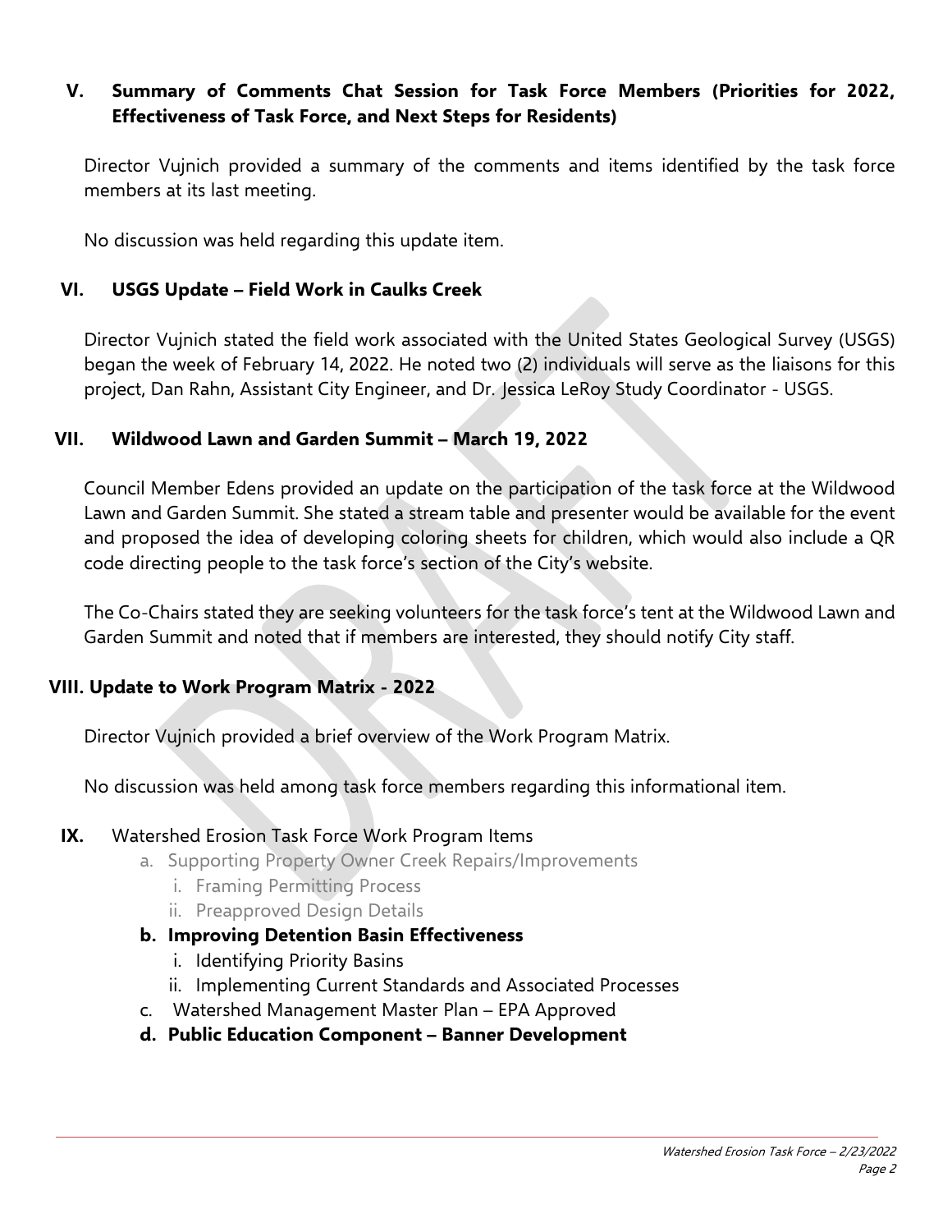## V. Summary of Comments Chat Session for Task Force Members (Priorities for 2022, Effectiveness of Task Force, and Next Steps for Residents)

Director Vujnich provided a summary of the comments and items identified by the task force members at its last meeting.

No discussion was held regarding this update item.

## VI. USGS Update – Field Work in Caulks Creek

Director Vujnich stated the field work associated with the United States Geological Survey (USGS) began the week of February 14, 2022. He noted two (2) individuals will serve as the liaisons for this project, Dan Rahn, Assistant City Engineer, and Dr. Jessica LeRoy Study Coordinator - USGS.

## VII. Wildwood Lawn and Garden Summit – March 19, 2022

Council Member Edens provided an update on the participation of the task force at the Wildwood Lawn and Garden Summit. She stated a stream table and presenter would be available for the event and proposed the idea of developing coloring sheets for children, which would also include a QR code directing people to the task force's section of the City's website.

The Co-Chairs stated they are seeking volunteers for the task force's tent at the Wildwood Lawn and Garden Summit and noted that if members are interested, they should notify City staff.

## VIII. Update to Work Program Matrix - 2022

Director Vujnich provided a brief overview of the Work Program Matrix.

No discussion was held among task force members regarding this informational item.

## IX. Watershed Erosion Task Force Work Program Items

- a. Supporting Property Owner Creek Repairs/Improvements
  - i. Framing Permitting Process
  - ii. Preapproved Design Details
- **b. Improving Detention Basin Effectiveness**
  - i. Identifying Priority Basins
  - ii. Implementing Current Standards and Associated Processes
- c. Watershed Management Master Plan – EPA Approved
- **d. Public Education Component – Banner Development**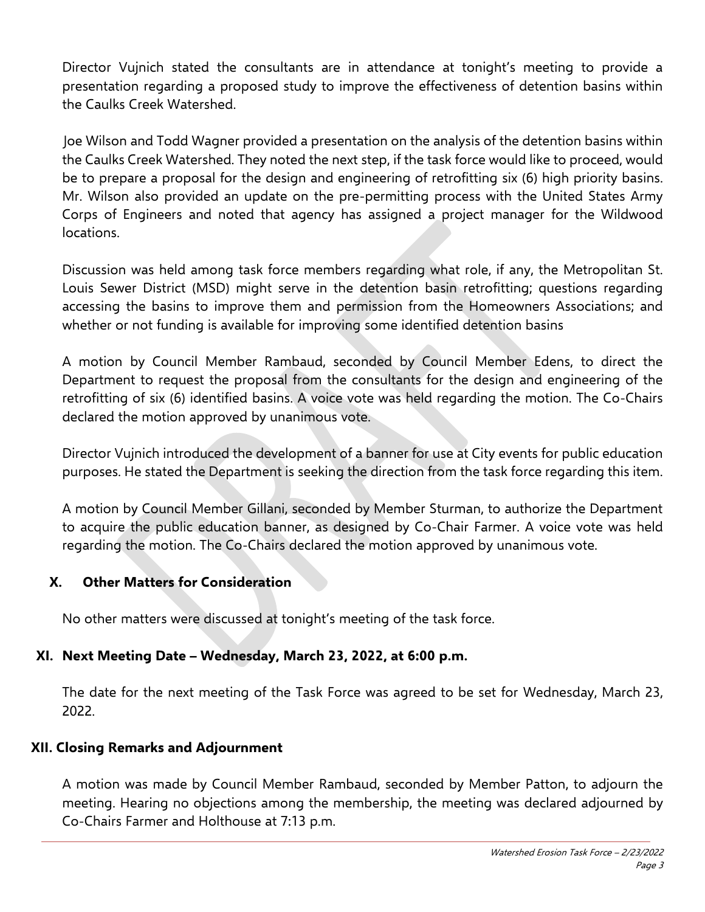Director Vujnich stated the consultants are in attendance at tonight's meeting to provide a presentation regarding a proposed study to improve the effectiveness of detention basins within the Caulks Creek Watershed.

Joe Wilson and Todd Wagner provided a presentation on the analysis of the detention basins within the Caulks Creek Watershed. They noted the next step, if the task force would like to proceed, would be to prepare a proposal for the design and engineering of retrofitting six (6) high priority basins. Mr. Wilson also provided an update on the pre-permitting process with the United States Army Corps of Engineers and noted that agency has assigned a project manager for the Wildwood locations.

Discussion was held among task force members regarding what role, if any, the Metropolitan St. Louis Sewer District (MSD) might serve in the detention basin retrofitting; questions regarding accessing the basins to improve them and permission from the Homeowners Associations; and whether or not funding is available for improving some identified detention basins

A motion by Council Member Rambaud, seconded by Council Member Edens, to direct the Department to request the proposal from the consultants for the design and engineering of the retrofitting of six (6) identified basins. A voice vote was held regarding the motion. The Co-Chairs declared the motion approved by unanimous vote.

Director Vujnich introduced the development of a banner for use at City events for public education purposes. He stated the Department is seeking the direction from the task force regarding this item.

A motion by Council Member Gillani, seconded by Member Sturman, to authorize the Department to acquire the public education banner, as designed by Co-Chair Farmer. A voice vote was held regarding the motion. The Co-Chairs declared the motion approved by unanimous vote.

## X. Other Matters for Consideration

No other matters were discussed at tonight's meeting of the task force.

## XI. Next Meeting Date – Wednesday, March 23, 2022, at 6:00 p.m.

The date for the next meeting of the Task Force was agreed to be set for Wednesday, March 23, 2022.

## XII. Closing Remarks and Adjournment

A motion was made by Council Member Rambaud, seconded by Member Patton, to adjourn the meeting. Hearing no objections among the membership, the meeting was declared adjourned by Co-Chairs Farmer and Holthouse at 7:13 p.m.